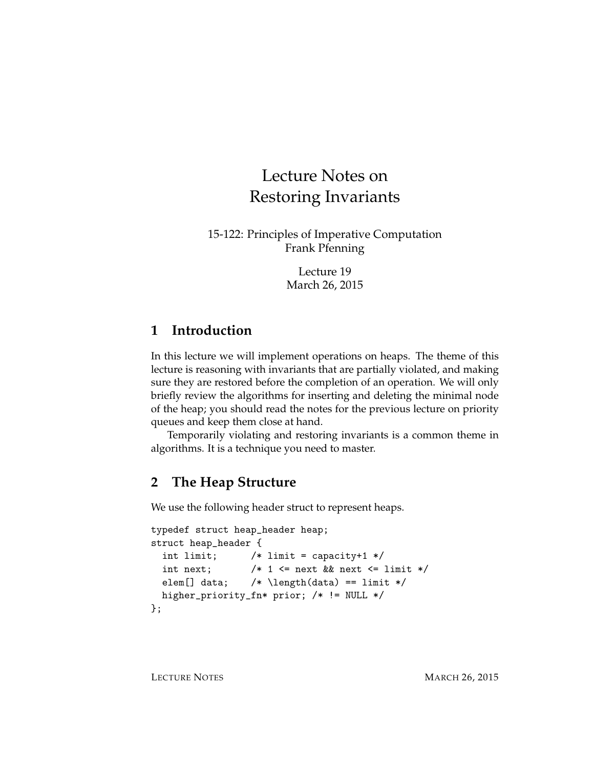# Lecture Notes on Restoring Invariants

15-122: Principles of Imperative Computation
Frank Pfenning

Lecture 19
March 26, 2015

## 1 Introduction

In this lecture we will implement operations on heaps. The theme of this lecture is reasoning with invariants that are partially violated, and making sure they are restored before the completion of an operation. We will only briefly review the algorithms for inserting and deleting the minimal node of the heap; you should read the notes for the previous lecture on priority queues and keep them close at hand.

Temporarily violating and restoring invariants is a common theme in algorithms. It is a technique you need to master.

## 2 The Heap Structure

We use the following header struct to represent heaps.

```
typedef struct heap_header heap;
struct heap_header {
  int limit;      /* limit = capacity+1 */
  int next;       /* 1 <= next && next <= limit */
  elem[] data;    /* \length(data) == limit */
  higher_priority_fn* prior; /* != NULL */
};
```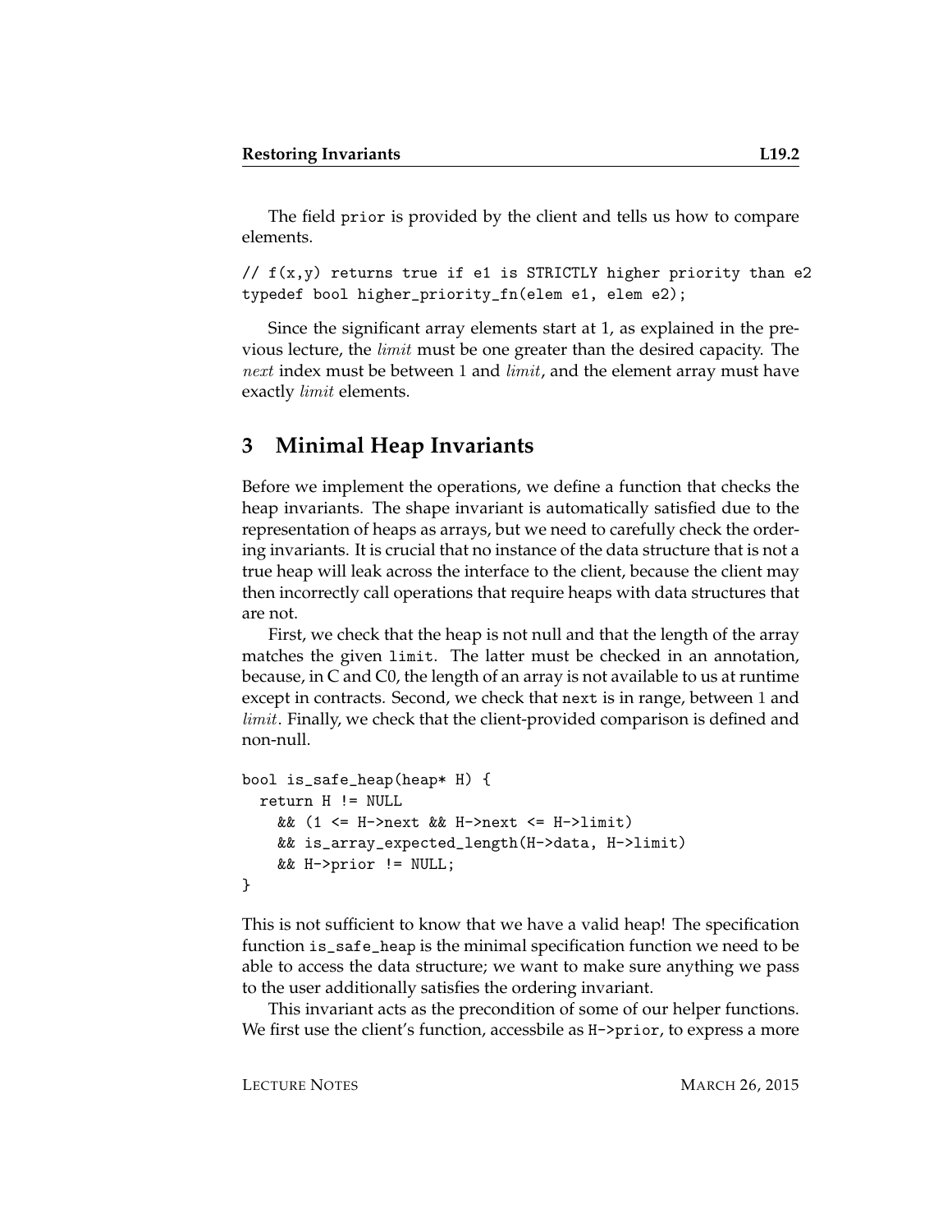The field prior is provided by the client and tells us how to compare elements.

```
// f(x,y) returns true if e1 is STRICTLY higher priority than e2
typedef bool higher_priority_fn(elem e1, elem e2);
```

Since the significant array elements start at 1, as explained in the previous lecture, the *limit* must be one greater than the desired capacity. The *next* index must be between 1 and *limit*, and the element array must have exactly *limit* elements.

## 3 Minimal Heap Invariants

Before we implement the operations, we define a function that checks the heap invariants. The shape invariant is automatically satisfied due to the representation of heaps as arrays, but we need to carefully check the ordering invariants. It is crucial that no instance of the data structure that is not a true heap will leak across the interface to the client, because the client may then incorrectly call operations that require heaps with data structures that are not.

First, we check that the heap is not null and that the length of the array matches the given limit. The latter must be checked in an annotation, because, in C and C0, the length of an array is not available to us at runtime except in contracts. Second, we check that next is in range, between 1 and *limit*. Finally, we check that the client-provided comparison is defined and non-null.

```
bool is_safe_heap(heap* H) {
  return H != NULL
    && (1 <= H->next && H->next <= H->limit)
    && is_array_expected_length(H->data, H->limit)
    && H->prior != NULL;
}
```

This is not sufficient to know that we have a valid heap! The specification function is_safe_heap is the minimal specification function we need to be able to access the data structure; we want to make sure anything we pass to the user additionally satisfies the ordering invariant.

This invariant acts as the precondition of some of our helper functions. We first use the client's function, accessbile as H->prior, to express a more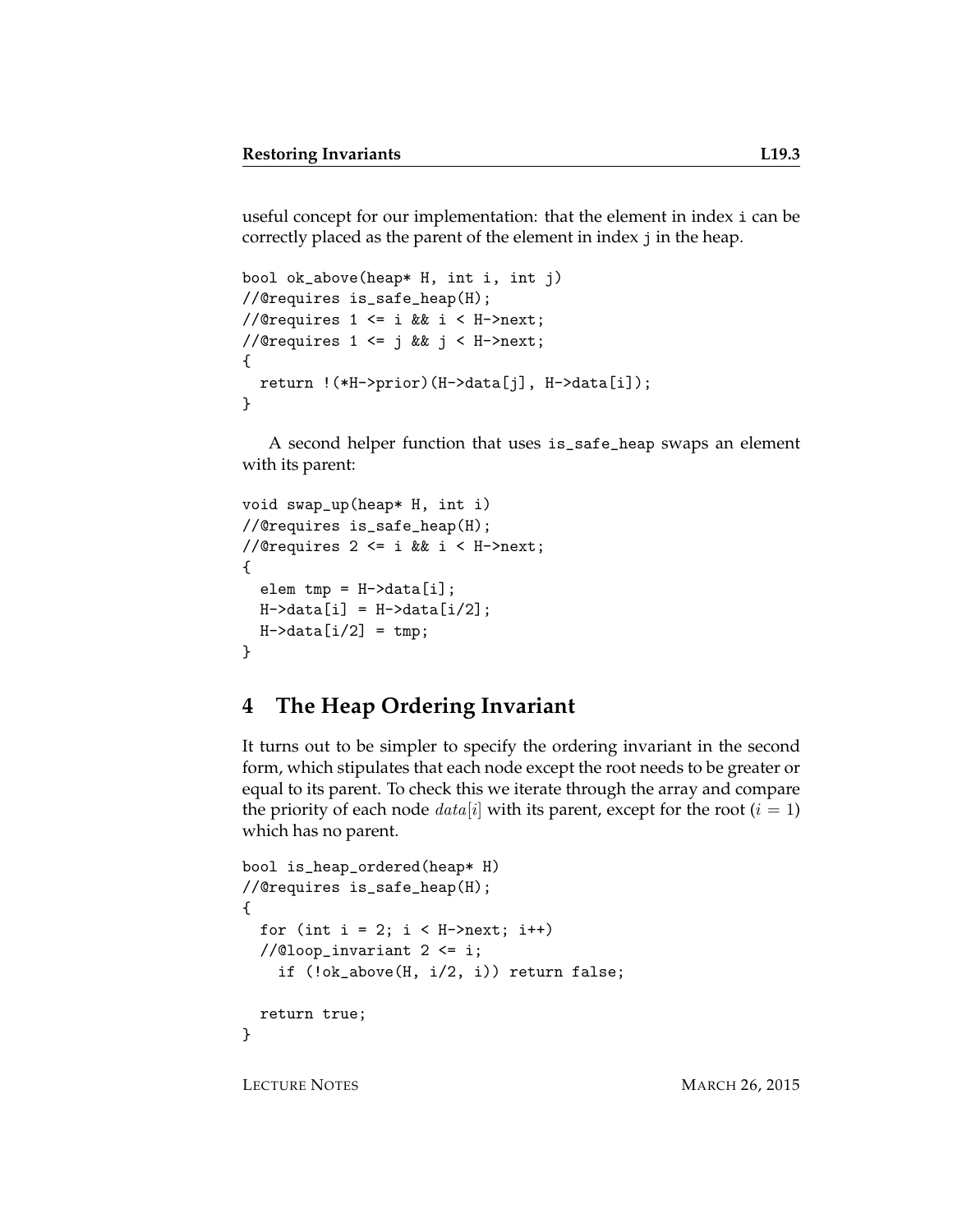useful concept for our implementation: that the element in index i can be correctly placed as the parent of the element in index j in the heap.

```
bool ok_above(heap* H, int i, int j)
//@requires is_safe_heap(H);
//@requires 1 <= i && i < H->next;
//@requires 1 <= j && j < H->next;
{
  return !(*H->prior)(H->data[j], H->data[i]);
}
```

A second helper function that uses is_safe_heap swaps an element with its parent:

```
void swap_up(heap* H, int i)
//@requires is_safe_heap(H);
//@requires 2 <= i && i < H->next;
{
  elem tmp = H->data[i];
  H->data[i] = H->data[i/2];
  H->data[i/2] = tmp;
}
```

## 4 The Heap Ordering Invariant

It turns out to be simpler to specify the ordering invariant in the second form, which stipulates that each node except the root needs to be greater or equal to its parent. To check this we iterate through the array and compare the priority of each node $data[i]$ with its parent, except for the root ($i = 1$) which has no parent.

```
bool is_heap_ordered(heap* H)
//@requires is_safe_heap(H);
{
  for (int i = 2; i < H->next; i++)
  //@loop_invariant 2 <= i;
    if (!ok_above(H, i/2, i)) return false;

  return true;
}
```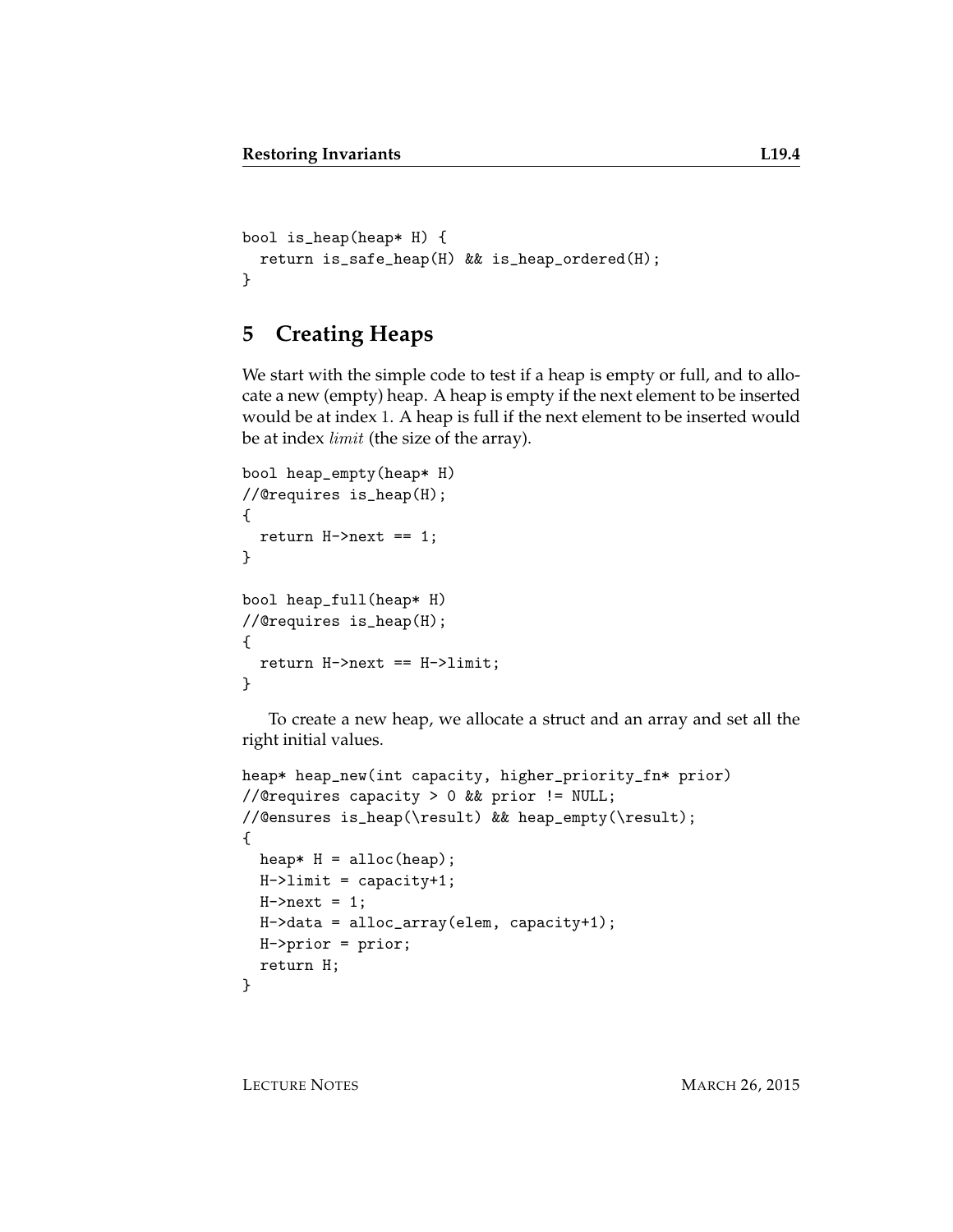```
bool is_heap(heap* H) {
  return is_safe_heap(H) && is_heap_ordered(H);
}
```

## 5 Creating Heaps

We start with the simple code to test if a heap is empty or full, and to allocate a new (empty) heap. A heap is empty if the next element to be inserted would be at index 1. A heap is full if the next element to be inserted would be at index *limit* (the size of the array).

```
bool heap_empty(heap* H)
//@requires is_heap(H);
{
  return H->next == 1;
}

bool heap_full(heap* H)
//@requires is_heap(H);
{
  return H->next == H->limit;
}
```

To create a new heap, we allocate a struct and an array and set all the right initial values.

```
heap* heap_new(int capacity, higher_priority_fn* prior)
//@requires capacity > 0 && prior != NULL;
//@ensures is_heap(\result) && heap_empty(\result);
{
  heap* H = alloc(heap);
  H->limit = capacity+1;
  H->next = 1;
  H->data = alloc_array(elem, capacity+1);
  H->prior = prior;
  return H;
}
```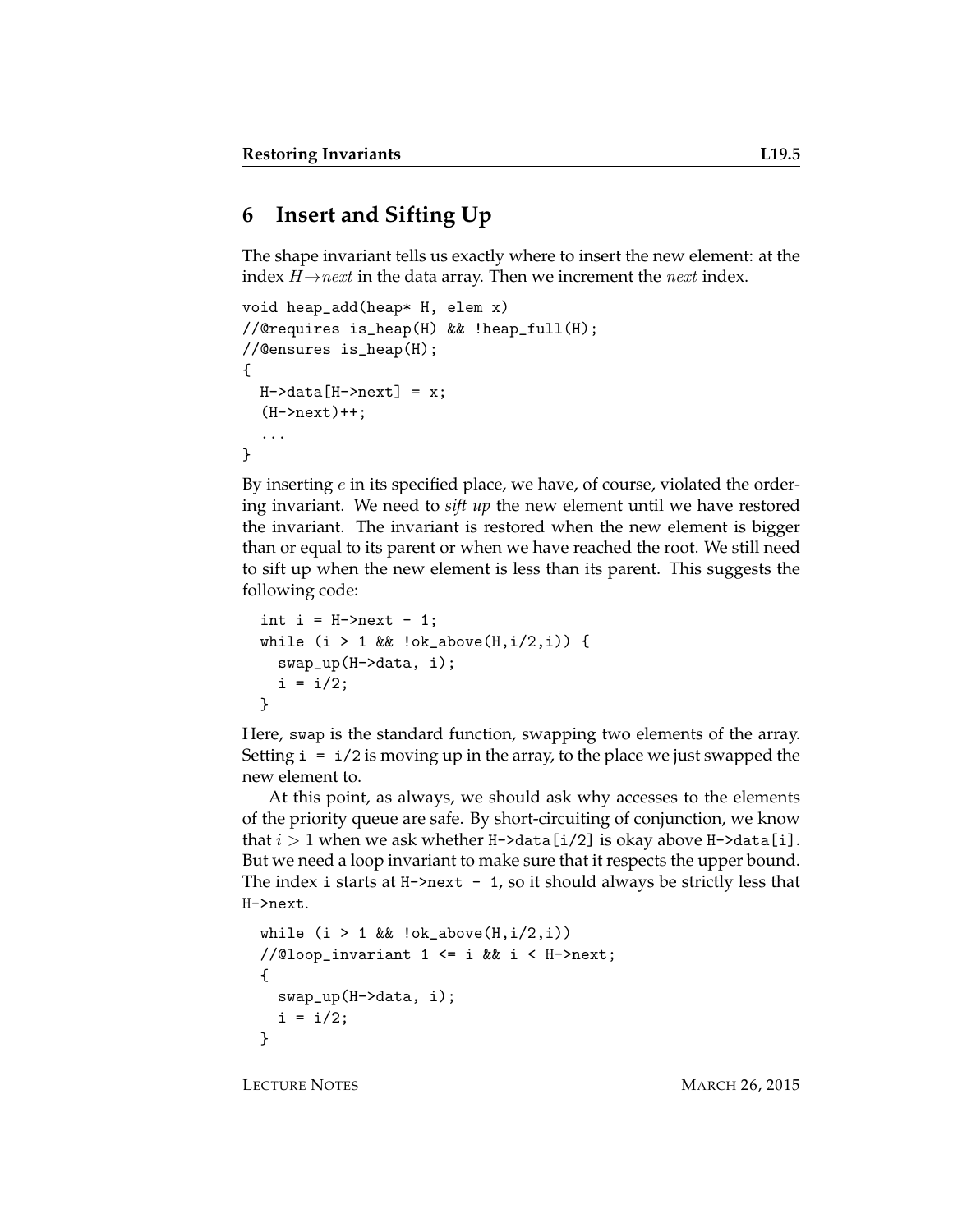## 6 Insert and Sifting Up

The shape invariant tells us exactly where to insert the new element: at the index $H \rightarrow next$ in the data array. Then we increment the $next$ index.

```
void heap_add(heap* H, elem x)
//@requires is_heap(H) && !heap_full(H);
//@ensures is_heap(H);
{
  H->data[H->next] = x;
  (H->next)++;
  ...
}
```

By inserting $e$ in its specified place, we have, of course, violated the ordering invariant. We need to *sift up* the new element until we have restored the invariant. The invariant is restored when the new element is bigger than or equal to its parent or when we have reached the root. We still need to sift up when the new element is less than its parent. This suggests the following code:

```
  int i = H->next - 1;
  while (i > 1 && !ok_above(H,i/2,i)) {
    swap_up(H->data, i);
    i = i/2;
  }
```

Here, `swap` is the standard function, swapping two elements of the array. Setting `i = i/2` is moving up in the array, to the place we just swapped the new element to.

At this point, as always, we should ask why accesses to the elements of the priority queue are safe. By short-circuiting of conjunction, we know that $i > 1$ when we ask whether `H->data[i/2]` is okay above `H->data[i]`. But we need a loop invariant to make sure that it respects the upper bound. The index `i` starts at `H->next - 1`, so it should always be strictly less that `H->next`.

```
  while (i > 1 && !ok_above(H,i/2,i))
  //@loop_invariant 1 <= i && i < H->next;
  {
    swap_up(H->data, i);
    i = i/2;
  }
```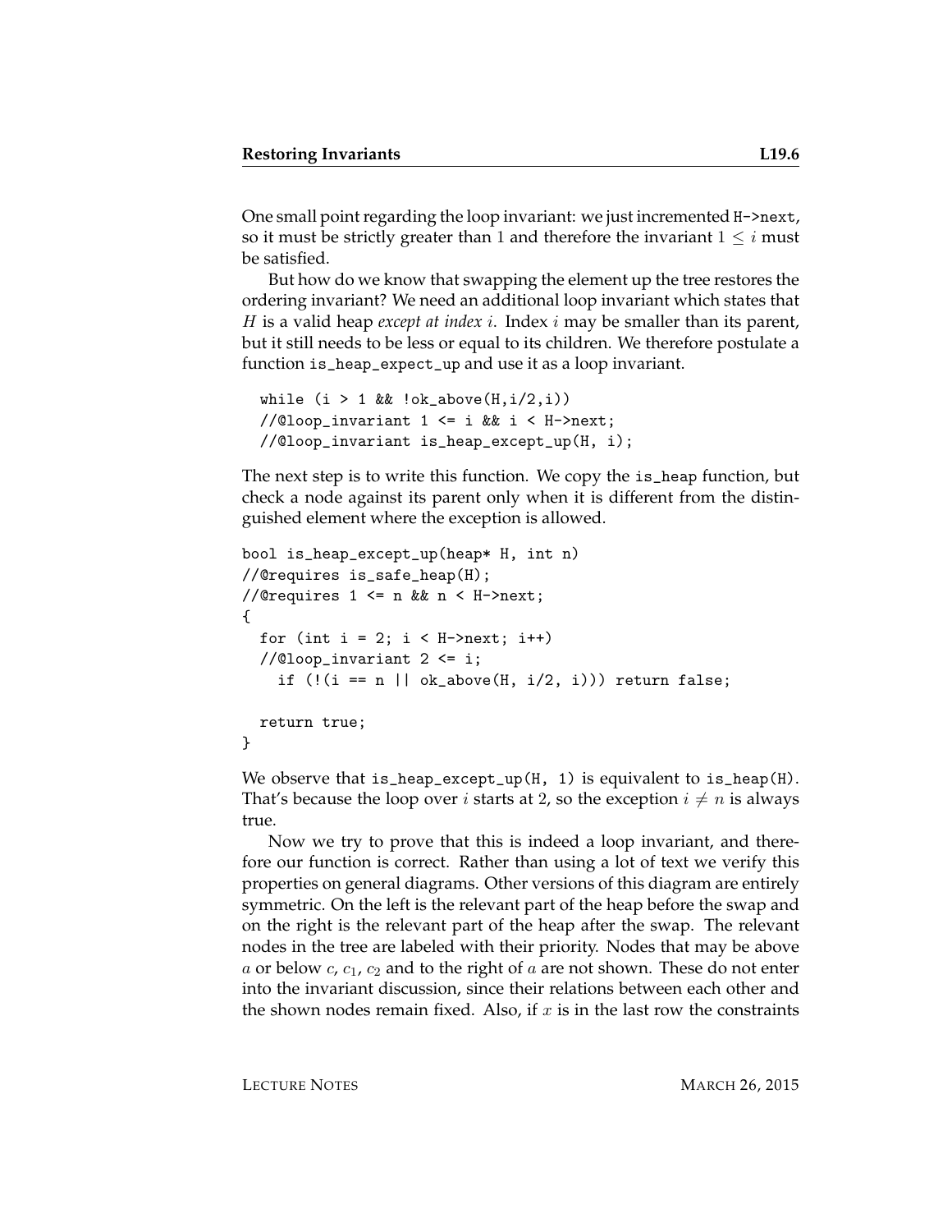One small point regarding the loop invariant: we just incremented `H->next`, so it must be strictly greater than 1 and therefore the invariant $1 \leq i$ must be satisfied.

But how do we know that swapping the element up the tree restores the ordering invariant? We need an additional loop invariant which states that $H$ is a valid heap *except at index* $i$. Index $i$ may be smaller than its parent, but it still needs to be less or equal to its children. We therefore postulate a function `is_heap_expect_up` and use it as a loop invariant.

```
while (i > 1 && !ok_above(H,i/2,i))
//@loop_invariant 1 <= i && i < H->next;
//@loop_invariant is_heap_except_up(H, i);
```

The next step is to write this function. We copy the `is_heap` function, but check a node against its parent only when it is different from the distinguished element where the exception is allowed.

```
bool is_heap_except_up(heap* H, int n)
//@requires is_safe_heap(H);
//@requires 1 <= n && n < H->next;
{
  for (int i = 2; i < H->next; i++)
  //@loop_invariant 2 <= i;
    if (!(i == n || ok_above(H, i/2, i))) return false;

  return true;
}
```

We observe that `is_heap_except_up(H, 1)` is equivalent to `is_heap(H)`. That's because the loop over $i$ starts at 2, so the exception $i \neq n$ is always true.

Now we try to prove that this is indeed a loop invariant, and therefore our function is correct. Rather than using a lot of text we verify this properties on general diagrams. Other versions of this diagram are entirely symmetric. On the left is the relevant part of the heap before the swap and on the right is the relevant part of the heap after the swap. The relevant nodes in the tree are labeled with their priority. Nodes that may be above $a$ or below $c$, $c_1$, $c_2$ and to the right of $a$ are not shown. These do not enter into the invariant discussion, since their relations between each other and the shown nodes remain fixed. Also, if $x$ is in the last row the constraints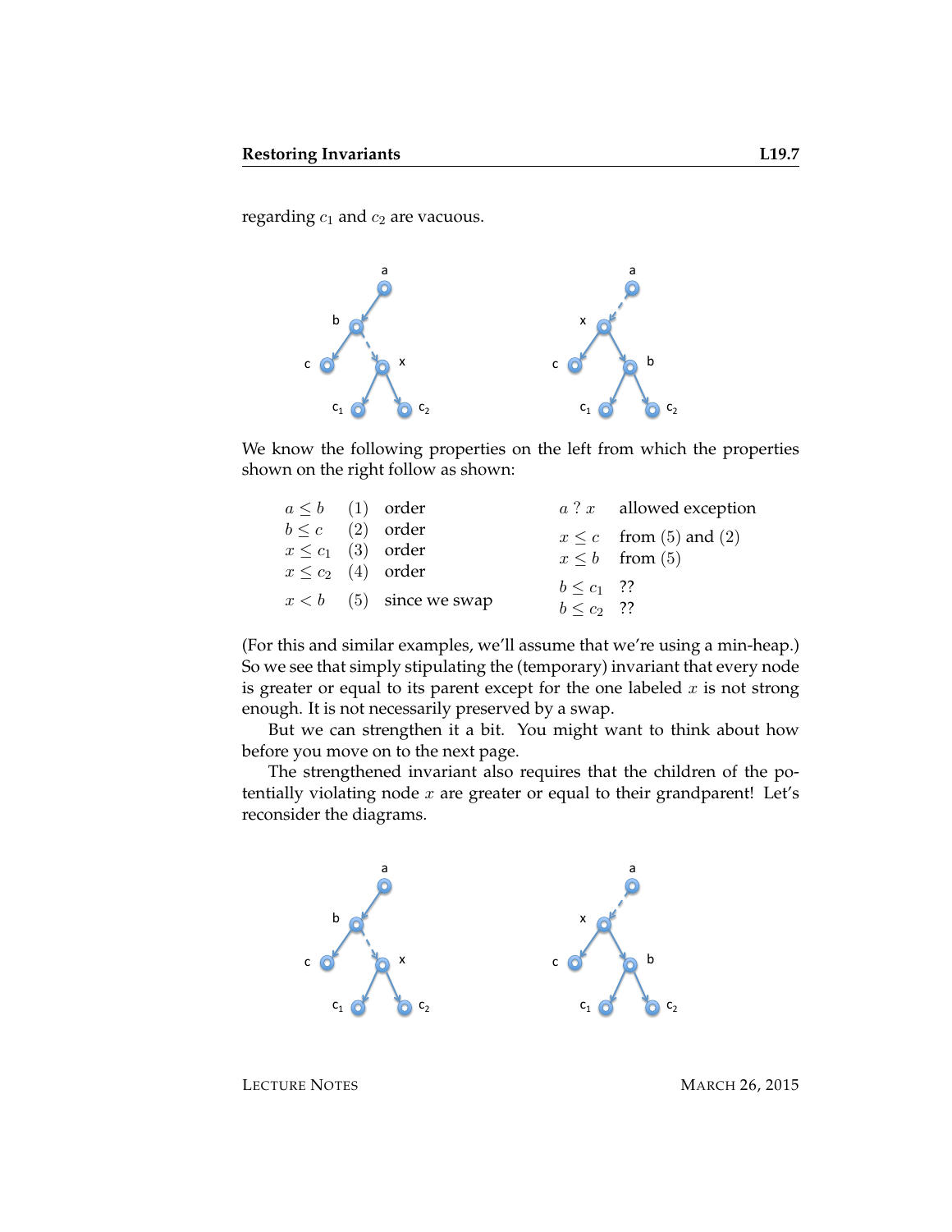regarding $c_1$ and $c_2$ are vacuous.

We know the following properties on the left from which the properties shown on the right follow as shown:

| | | | | |
|---|---|---|---|---|
| $a \leq b$ | (1) | order | $a \;?\; x$ | allowed exception |
| $b \leq c$ | (2) | order | $x \leq c$ | from (5) and (2) |
| $x \leq c_1$ | (3) | order | $x \leq b$ | from (5) |
| $x \leq c_2$ | (4) | order | $b \leq c_1$ | ?? |
| $x < b$ | (5) | since we swap | $b \leq c_2$ | ?? |

(For this and similar examples, we'll assume that we're using a min-heap.) So we see that simply stipulating the (temporary) invariant that every node is greater or equal to its parent except for the one labeled $x$ is not strong enough. It is not necessarily preserved by a swap.

But we can strengthen it a bit. You might want to think about how before you move on to the next page.

The strengthened invariant also requires that the children of the potentially violating node $x$ are greater or equal to their grandparent! Let's reconsider the diagrams.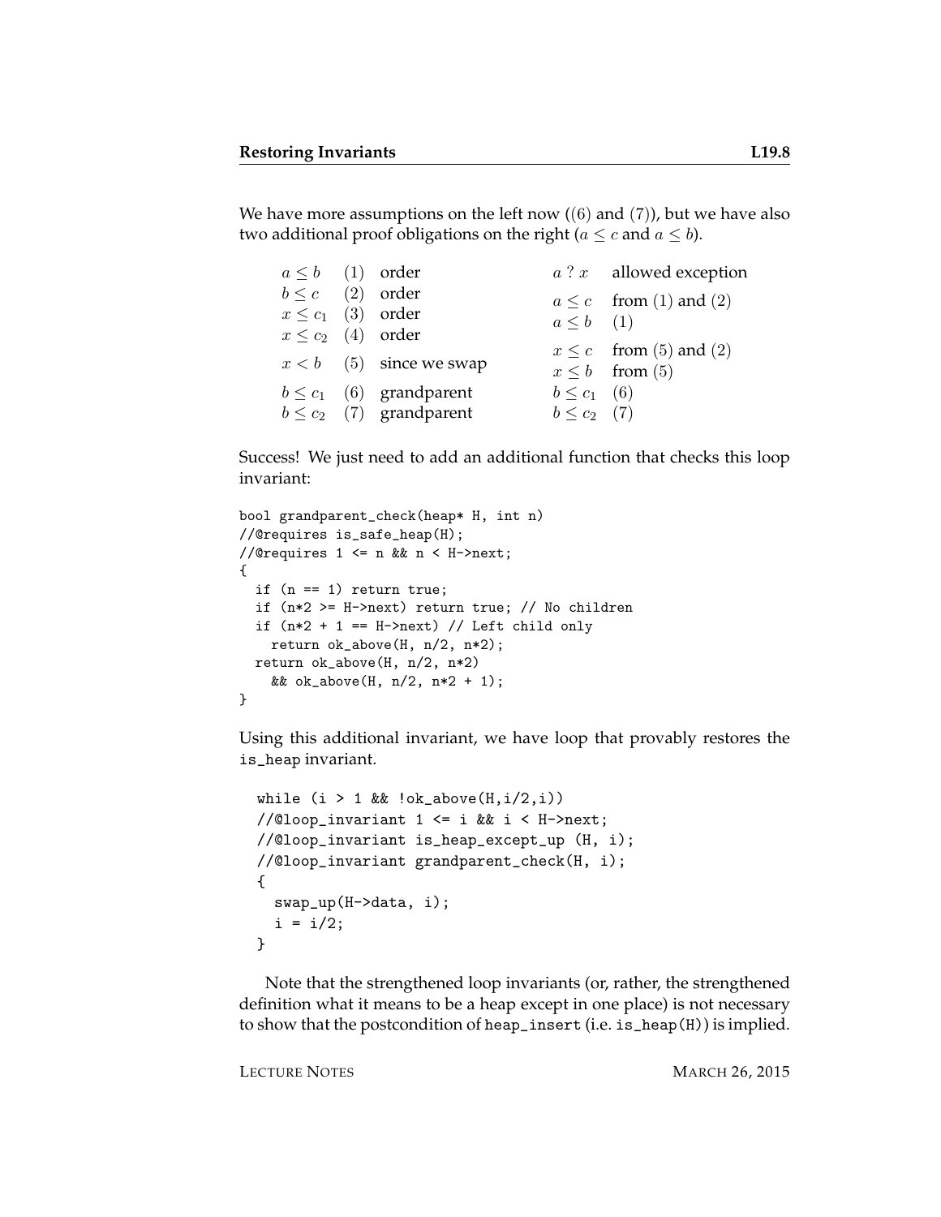We have more assumptions on the left now ((6) and (7)), but we have also two additional proof obligations on the right ($a \leq c$ and $a \leq b$).

| | | | | |
|---|---|---|---|---|
| $a \leq b$ | (1) | order | $a \; ? \; x$ | allowed exception |
| $b \leq c$ | (2) | order | $a \leq c$ | from (1) and (2) |
| $x \leq c_1$ | (3) | order | $a \leq b$ | (1) |
| $x \leq c_2$ | (4) | order | | |
| $x < b$ | (5) | since we swap | $x \leq c$ | from (5) and (2) |
| | | | $x \leq b$ | from (5) |
| $b \leq c_1$ | (6) | grandparent | $b \leq c_1$ | (6) |
| $b \leq c_2$ | (7) | grandparent | $b \leq c_2$ | (7) |

Success! We just need to add an additional function that checks this loop invariant:

```
bool grandparent_check(heap* H, int n)
//@requires is_safe_heap(H);
//@requires 1 <= n && n < H->next;
{
  if (n == 1) return true;
  if (n*2 >= H->next) return true; // No children
  if (n*2 + 1 == H->next) // Left child only
    return ok_above(H, n/2, n*2);
  return ok_above(H, n/2, n*2)
    && ok_above(H, n/2, n*2 + 1);
}
```

Using this additional invariant, we have loop that provably restores the `is_heap` invariant.

```
  while (i > 1 && !ok_above(H,i/2,i))
  //@loop_invariant 1 <= i && i < H->next;
  //@loop_invariant is_heap_except_up (H, i);
  //@loop_invariant grandparent_check(H, i);
  {
    swap_up(H->data, i);
    i = i/2;
  }
```

Note that the strengthened loop invariants (or, rather, the strengthened definition what it means to be a heap except in one place) is not necessary to show that the postcondition of `heap_insert` (i.e. `is_heap(H)`) is implied.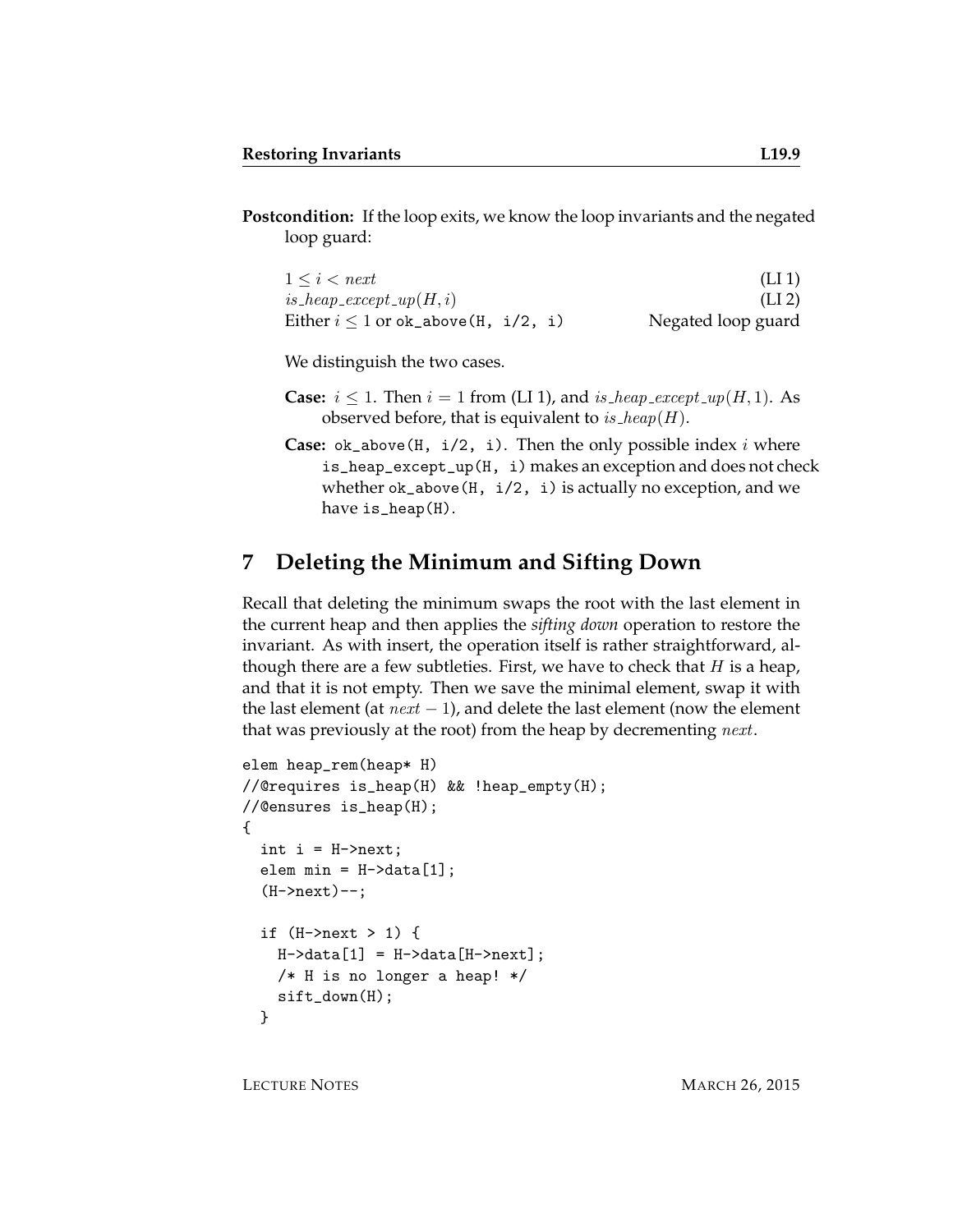**Postcondition:** If the loop exits, we know the loop invariants and the negated loop guard:

| | |
|---|---|
| $1 \leq i < next$ | (LI 1) |
| $is\_heap\_except\_up(H, i)$ | (LI 2) |
| Either $i \leq 1$ or `ok_above(H, i/2, i)` | Negated loop guard |

We distinguish the two cases.

**Case:** $i \leq 1$. Then $i = 1$ from (LI 1), and $is\_heap\_except\_up(H, 1)$. As observed before, that is equivalent to $is\_heap(H)$.

**Case:** `ok_above(H, i/2, i)`. Then the only possible index $i$ where `is_heap_except_up(H, i)` makes an exception and does not check whether `ok_above(H, i/2, i)` is actually no exception, and we have `is_heap(H)`.

## 7 Deleting the Minimum and Sifting Down

Recall that deleting the minimum swaps the root with the last element in the current heap and then applies the *sifting down* operation to restore the invariant. As with insert, the operation itself is rather straightforward, although there are a few subtleties. First, we have to check that $H$ is a heap, and that it is not empty. Then we save the minimal element, swap it with the last element (at $next - 1$), and delete the last element (now the element that was previously at the root) from the heap by decrementing $next$.

```
elem heap_rem(heap* H)
//@requires is_heap(H) && !heap_empty(H);
//@ensures is_heap(H);
{
  int i = H->next;
  elem min = H->data[1];
  (H->next)--;

  if (H->next > 1) {
    H->data[1] = H->data[H->next];
    /* H is no longer a heap! */
    sift_down(H);
  }
```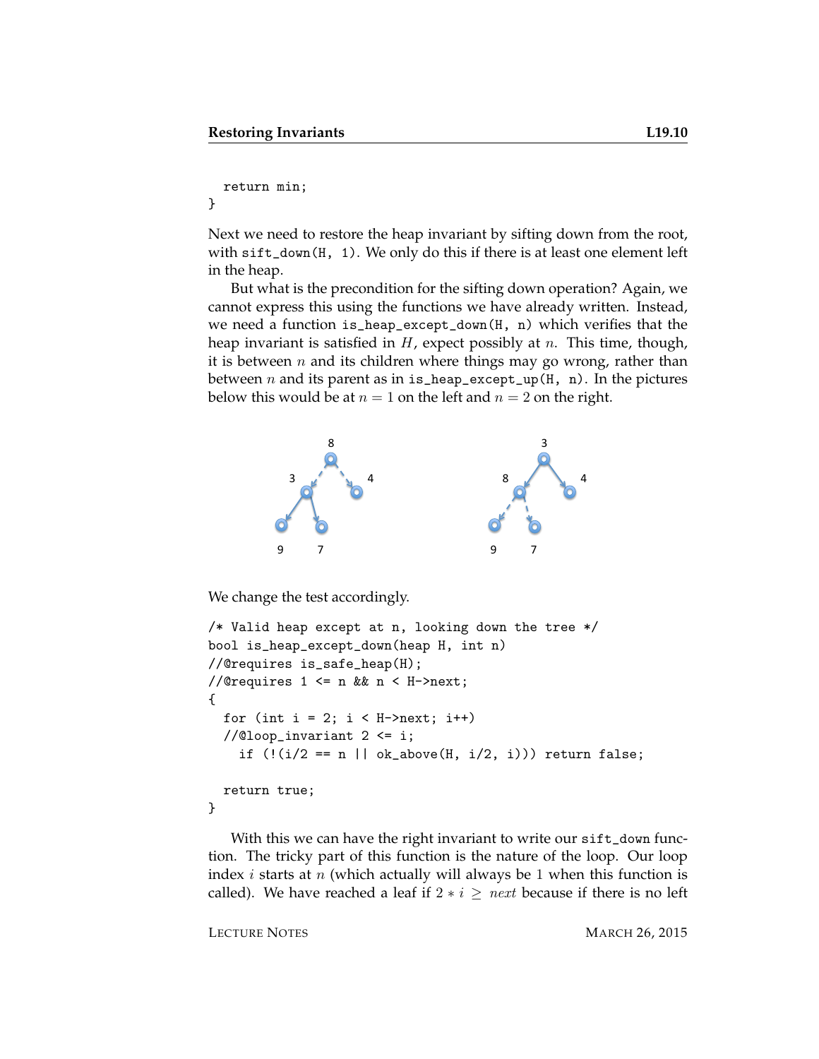```
  return min;
}
```

Next we need to restore the heap invariant by sifting down from the root, with `sift_down(H, 1)`. We only do this if there is at least one element left in the heap.

But what is the precondition for the sifting down operation? Again, we cannot express this using the functions we have already written. Instead, we need a function `is_heap_except_down(H, n)` which verifies that the heap invariant is satisfied in $H$, expect possibly at $n$. This time, though, it is between $n$ and its children where things may go wrong, rather than between $n$ and its parent as in `is_heap_except_up(H, n)`. In the pictures below this would be at $n = 1$ on the left and $n = 2$ on the right.

We change the test accordingly.

```
/* Valid heap except at n, looking down the tree */
bool is_heap_except_down(heap H, int n)
//@requires is_safe_heap(H);
//@requires 1 <= n && n < H->next;
{
  for (int i = 2; i < H->next; i++)
  //@loop_invariant 2 <= i;
    if (!(i/2 == n || ok_above(H, i/2, i))) return false;

  return true;
}
```

With this we can have the right invariant to write our `sift_down` function. The tricky part of this function is the nature of the loop. Our loop index $i$ starts at $n$ (which actually will always be 1 when this function is called). We have reached a leaf if $2 * i \geq next$ because if there is no left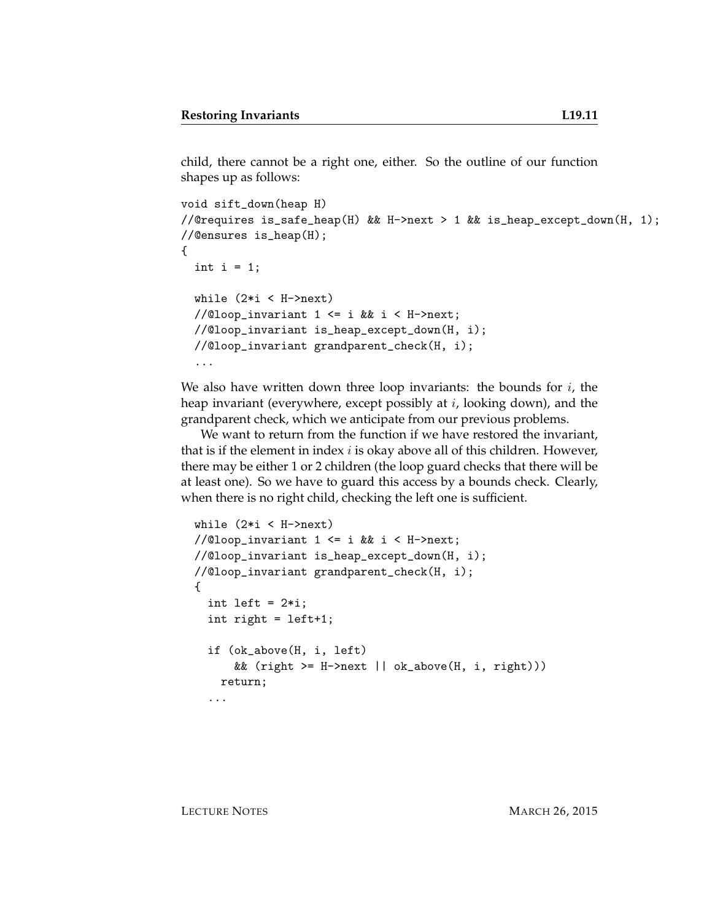child, there cannot be a right one, either. So the outline of our function shapes up as follows:

```
void sift_down(heap H)
//@requires is_safe_heap(H) && H->next > 1 && is_heap_except_down(H, 1);
//@ensures is_heap(H);
{
  int i = 1;

  while (2*i < H->next)
  //@loop_invariant 1 <= i && i < H->next;
  //@loop_invariant is_heap_except_down(H, i);
  //@loop_invariant grandparent_check(H, i);
  ...
```

We also have written down three loop invariants: the bounds for $i$, the heap invariant (everywhere, except possibly at $i$, looking down), and the grandparent check, which we anticipate from our previous problems.

We want to return from the function if we have restored the invariant, that is if the element in index $i$ is okay above all of this children. However, there may be either 1 or 2 children (the loop guard checks that there will be at least one). So we have to guard this access by a bounds check. Clearly, when there is no right child, checking the left one is sufficient.

```
  while (2*i < H->next)
  //@loop_invariant 1 <= i && i < H->next;
  //@loop_invariant is_heap_except_down(H, i);
  //@loop_invariant grandparent_check(H, i);
  {
    int left = 2*i;
    int right = left+1;

    if (ok_above(H, i, left)
        && (right >= H->next || ok_above(H, i, right)))
      return;
    ...
```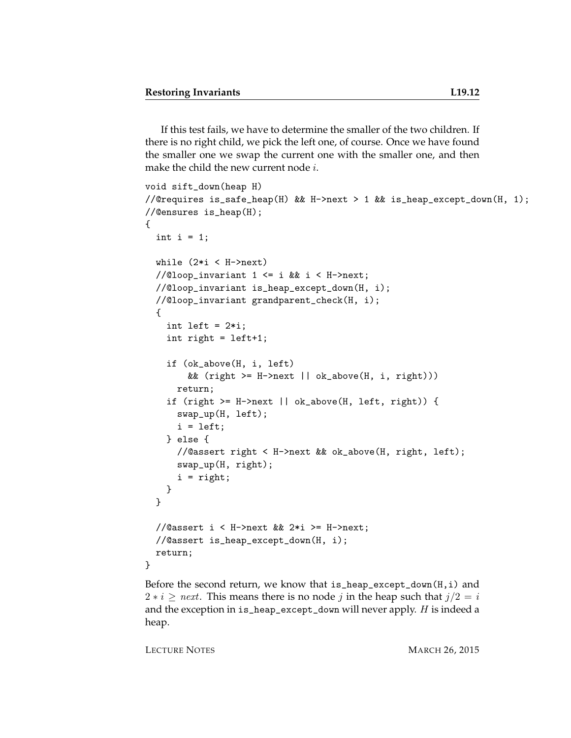If this test fails, we have to determine the smaller of the two children. If there is no right child, we pick the left one, of course. Once we have found the smaller one we swap the current one with the smaller one, and then make the child the new current node $i$.

```
void sift_down(heap H)
//@requires is_safe_heap(H) && H->next > 1 && is_heap_except_down(H, 1);
//@ensures is_heap(H);
{
  int i = 1;

  while (2*i < H->next)
  //@loop_invariant 1 <= i && i < H->next;
  //@loop_invariant is_heap_except_down(H, i);
  //@loop_invariant grandparent_check(H, i);
  {
    int left = 2*i;
    int right = left+1;

    if (ok_above(H, i, left)
        && (right >= H->next || ok_above(H, i, right)))
      return;
    if (right >= H->next || ok_above(H, left, right)) {
      swap_up(H, left);
      i = left;
    } else {
      //@assert right < H->next && ok_above(H, right, left);
      swap_up(H, right);
      i = right;
    }
  }

  //@assert i < H->next && 2*i >= H->next;
  //@assert is_heap_except_down(H, i);
  return;
}
```

Before the second return, we know that `is_heap_except_down(H,i)` and $2 * i \geq next$. This means there is no node $j$ in the heap such that $j/2 = i$ and the exception in `is_heap_except_down` will never apply. $H$ is indeed a heap.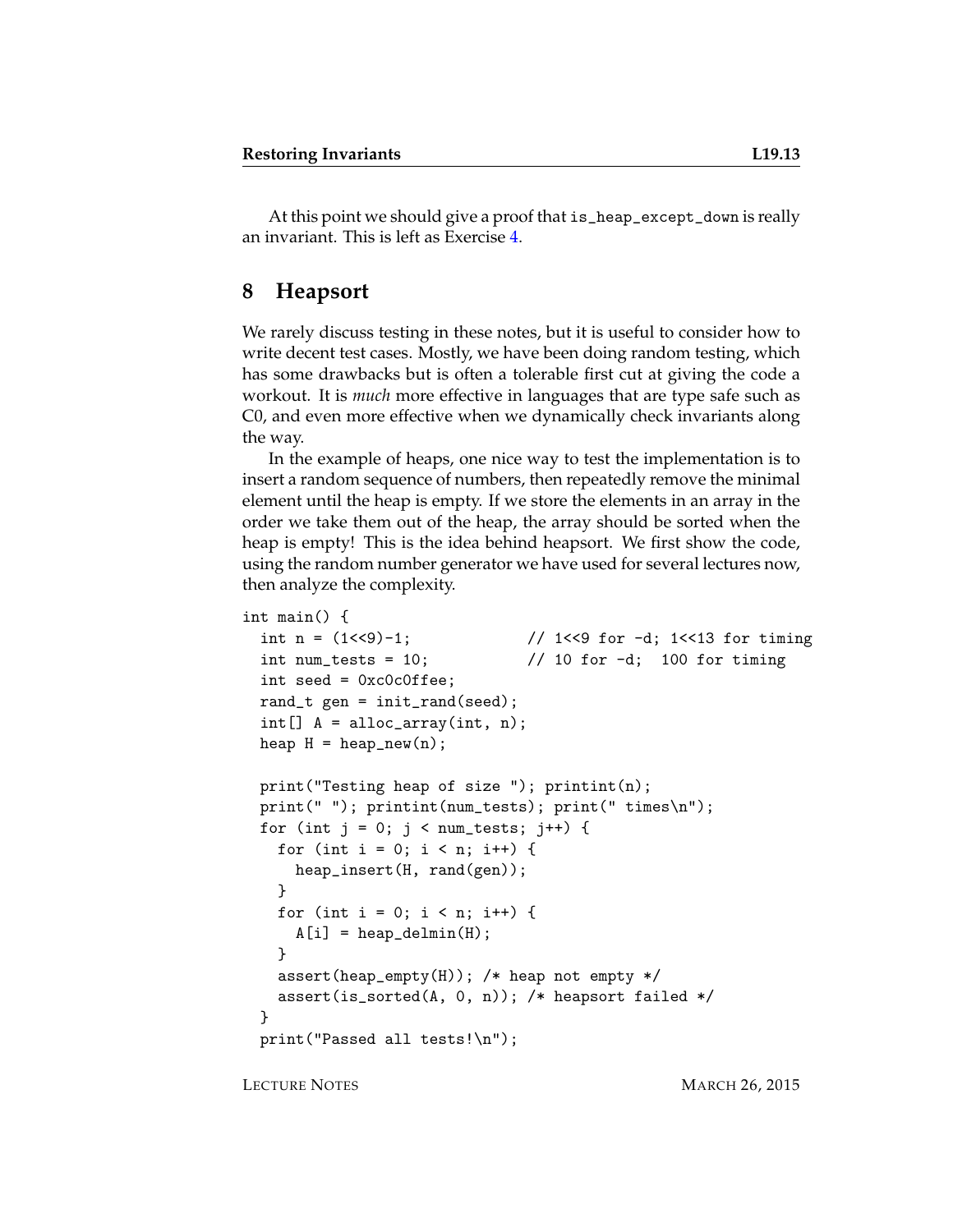At this point we should give a proof that is_heap_except_down is really an invariant. This is left as Exercise 4.

## 8 Heapsort

We rarely discuss testing in these notes, but it is useful to consider how to write decent test cases. Mostly, we have been doing random testing, which has some drawbacks but is often a tolerable first cut at giving the code a workout. It is *much* more effective in languages that are type safe such as C0, and even more effective when we dynamically check invariants along the way.

In the example of heaps, one nice way to test the implementation is to insert a random sequence of numbers, then repeatedly remove the minimal element until the heap is empty. If we store the elements in an array in the order we take them out of the heap, the array should be sorted when the heap is empty! This is the idea behind heapsort. We first show the code, using the random number generator we have used for several lectures now, then analyze the complexity.

```
int main() {
  int n = (1<<9)-1;              // 1<<9 for -d; 1<<13 for timing
  int num_tests = 10;            // 10 for -d;  100 for timing
  int seed = 0xc0c0ffee;
  rand_t gen = init_rand(seed);
  int[] A = alloc_array(int, n);
  heap H = heap_new(n);

  print("Testing heap of size "); printint(n);
  print(" "); printint(num_tests); print(" times\n");
  for (int j = 0; j < num_tests; j++) {
    for (int i = 0; i < n; i++) {
      heap_insert(H, rand(gen));
    }
    for (int i = 0; i < n; i++) {
      A[i] = heap_delmin(H);
    }
    assert(heap_empty(H)); /* heap not empty */
    assert(is_sorted(A, 0, n)); /* heapsort failed */
  }
  print("Passed all tests!\n");
```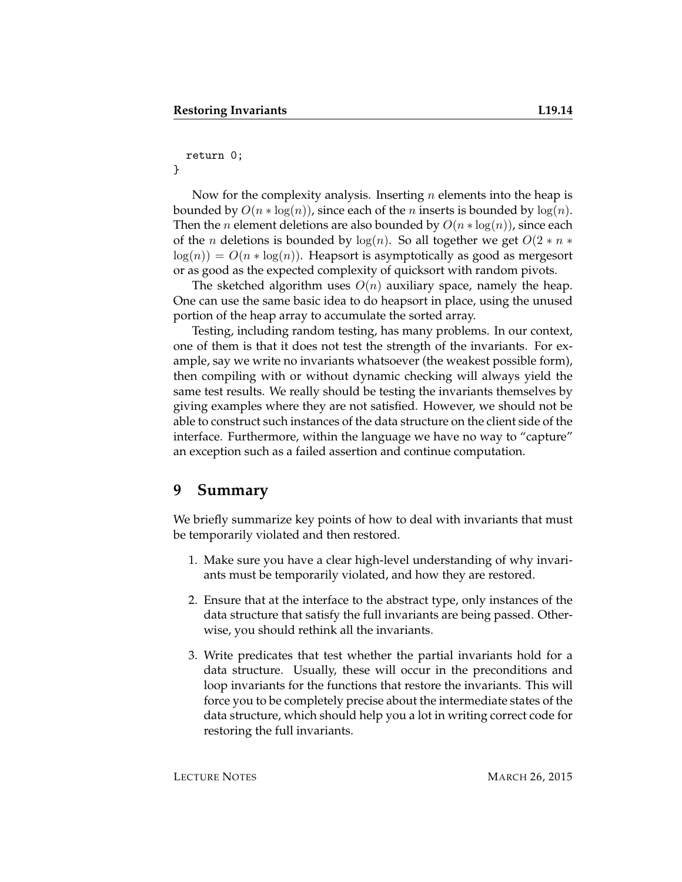```
  return 0;
}
```

Now for the complexity analysis. Inserting $n$ elements into the heap is bounded by $O(n * \log(n))$, since each of the $n$ inserts is bounded by $\log(n)$. Then the $n$ element deletions are also bounded by $O(n * \log(n))$, since each of the $n$ deletions is bounded by $\log(n)$. So all together we get $O(2 * n * \log(n)) = O(n * \log(n))$. Heapsort is asymptotically as good as mergesort or as good as the expected complexity of quicksort with random pivots.

The sketched algorithm uses $O(n)$ auxiliary space, namely the heap. One can use the same basic idea to do heapsort in place, using the unused portion of the heap array to accumulate the sorted array.

Testing, including random testing, has many problems. In our context, one of them is that it does not test the strength of the invariants. For example, say we write no invariants whatsoever (the weakest possible form), then compiling with or without dynamic checking will always yield the same test results. We really should be testing the invariants themselves by giving examples where they are not satisfied. However, we should not be able to construct such instances of the data structure on the client side of the interface. Furthermore, within the language we have no way to "capture" an exception such as a failed assertion and continue computation.

## 9 Summary

We briefly summarize key points of how to deal with invariants that must be temporarily violated and then restored.

1. Make sure you have a clear high-level understanding of why invariants must be temporarily violated, and how they are restored.
2. Ensure that at the interface to the abstract type, only instances of the data structure that satisfy the full invariants are being passed. Otherwise, you should rethink all the invariants.
3. Write predicates that test whether the partial invariants hold for a data structure. Usually, these will occur in the preconditions and loop invariants for the functions that restore the invariants. This will force you to be completely precise about the intermediate states of the data structure, which should help you a lot in writing correct code for restoring the full invariants.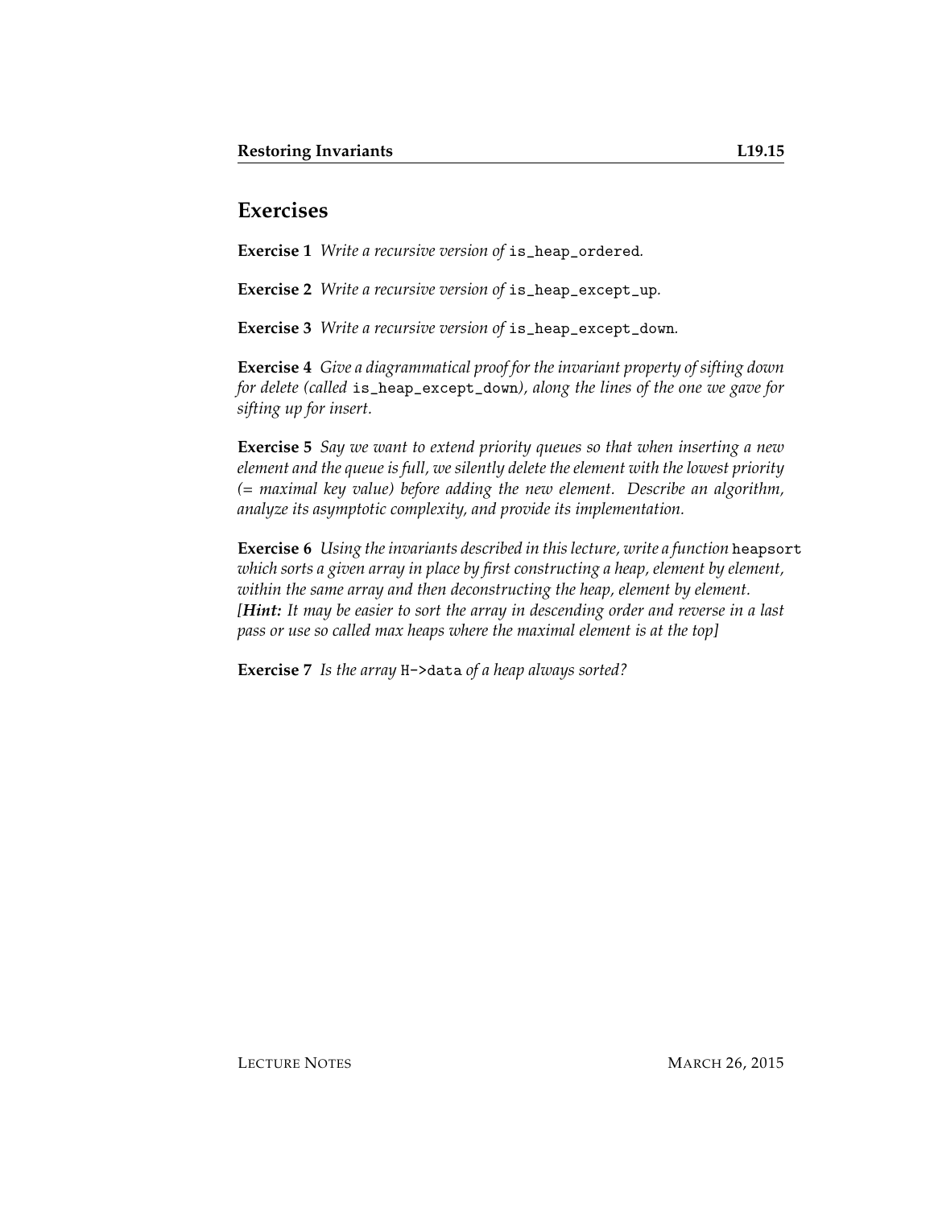## Exercises

**Exercise 1** *Write a recursive version of* `is_heap_ordered`*.*

**Exercise 2** *Write a recursive version of* `is_heap_except_up`*.*

**Exercise 3** *Write a recursive version of* `is_heap_except_down`*.*

**Exercise 4** *Give a diagrammatical proof for the invariant property of sifting down for delete (called* `is_heap_except_down`*), along the lines of the one we gave for sifting up for insert.*

**Exercise 5** *Say we want to extend priority queues so that when inserting a new element and the queue is full, we silently delete the element with the lowest priority (= maximal key value) before adding the new element. Describe an algorithm, analyze its asymptotic complexity, and provide its implementation.*

**Exercise 6** *Using the invariants described in this lecture, write a function* `heapsort` *which sorts a given array in place by first constructing a heap, element by element, within the same array and then deconstructing the heap, element by element.* *[**Hint:** It may be easier to sort the array in descending order and reverse in a last pass or use so called max heaps where the maximal element is at the top]*

**Exercise 7** *Is the array* `H->data` *of a heap always sorted?*